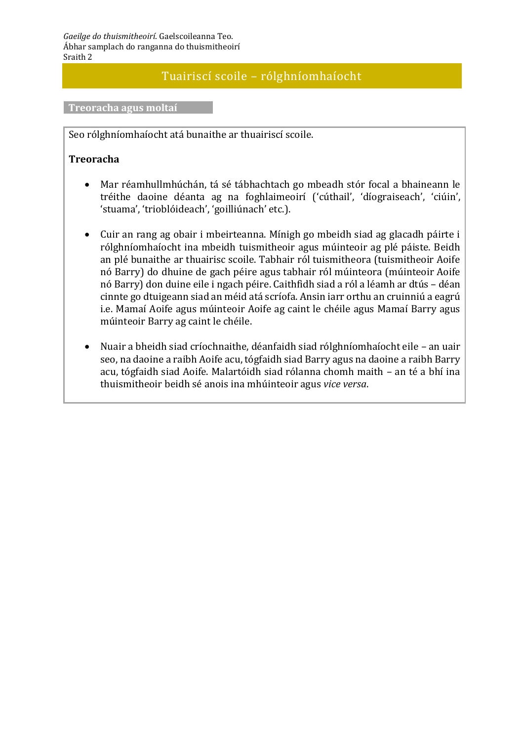*Gaeilge do thuismitheoirí*. Gaelscoileanna Teo.
Ábhar samplach do ranganna do thuismitheoirí
Sraith 2

# Tuairiscí scoile – rólghníomhaíocht

## Treoracha agus moltaí

Seo rólghníomhaíocht atá bunaithe ar thuairiscí scoile.

**Treoracha**

- Mar réamhullmhúchán, tá sé tábhachtach go mbeadh stór focal a bhaineann le tréithe daoine déanta ag na foghlaimeoirí ('cúthail', 'díograiseach', 'ciúin', 'stuama', 'trioblóideach', 'goilliúnach' etc.).

- Cuir an rang ag obair i mbeirteanna. Mínigh go mbeidh siad ag glacadh páirte i rólghníomhaíocht ina mbeidh tuismitheoir agus múinteoir ag plé páiste. Beidh an plé bunaithe ar thuairisc scoile. Tabhair ról tuismitheora (tuismitheoir Aoife nó Barry) do dhuine de gach péire agus tabhair ról múinteora (múinteoir Aoife nó Barry) don duine eile i ngach péire. Caithfidh siad a ról a léamh ar dtús – déan cinnte go dtuigeann siad an méid atá scríofa. Ansin iarr orthu an cruinniú a eagrú i.e. Mamaí Aoife agus múinteoir Aoife ag caint le chéile agus Mamaí Barry agus múinteoir Barry ag caint le chéile.

- Nuair a bheidh siad críochnaithe, déanfaidh siad rólghníomhaíocht eile – an uair seo, na daoine a raibh Aoife acu, tógfaidh siad Barry agus na daoine a raibh Barry acu, tógfaidh siad Aoife. Malartóidh siad rólanna chomh maith – an té a bhí ina thuismitheoir beidh sé anois ina mhúinteoir agus *vice versa*.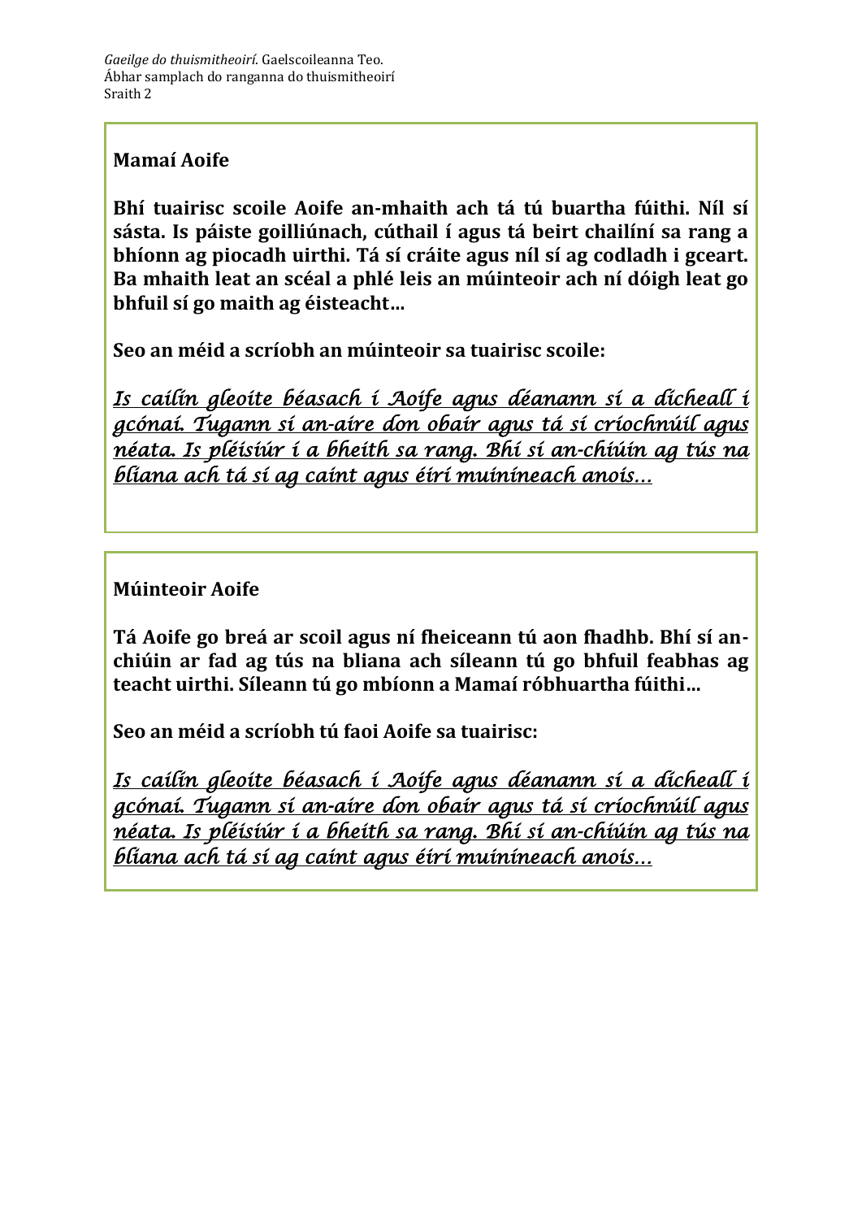**Mamaí Aoife**

**Bhí tuairisc scoile Aoife an-mhaith ach tá tú buartha fúithi. Níl sí sásta. Is páiste goilliúnach, cúthail í agus tá beirt chailíní sa rang a bhíonn ag piocadh uirthi. Tá sí cráite agus níl sí ag codladh i gceart. Ba mhaith leat an scéal a phlé leis an múinteoir ach ní dóigh leat go bhfuil sí go maith ag éisteacht…**

**Seo an méid a scríobh an múinteoir sa tuairisc scoile:**

*Is cailín gleoite béasach í Aoife agus déanann sí a dícheall i gcónaí. Tugann sí an-aire don obair agus tá sí críochnúil agus néata. Is pléisiúr í a bheith sa rang. Bhí sí an-chiúin ag tús na bliana ach tá sí ag caint agus éirí muiníneach anois…*

**Múinteoir Aoife**

**Tá Aoife go breá ar scoil agus ní fheiceann tú aon fhadhb. Bhí sí an-chiúin ar fad ag tús na bliana ach síleann tú go bhfuil feabhas ag teacht uirthi. Síleann tú go mbíonn a Mamaí róbhuartha fúithi…**

**Seo an méid a scríobh tú faoi Aoife sa tuairisc:**

*Is cailín gleoite béasach í Aoife agus déanann sí a dícheall i gcónaí. Tugann sí an-aire don obair agus tá sí críochnúil agus néata. Is pléisiúr í a bheith sa rang. Bhí sí an-chiúin ag tús na bliana ach tá sí ag caint agus éirí muiníneach anois…*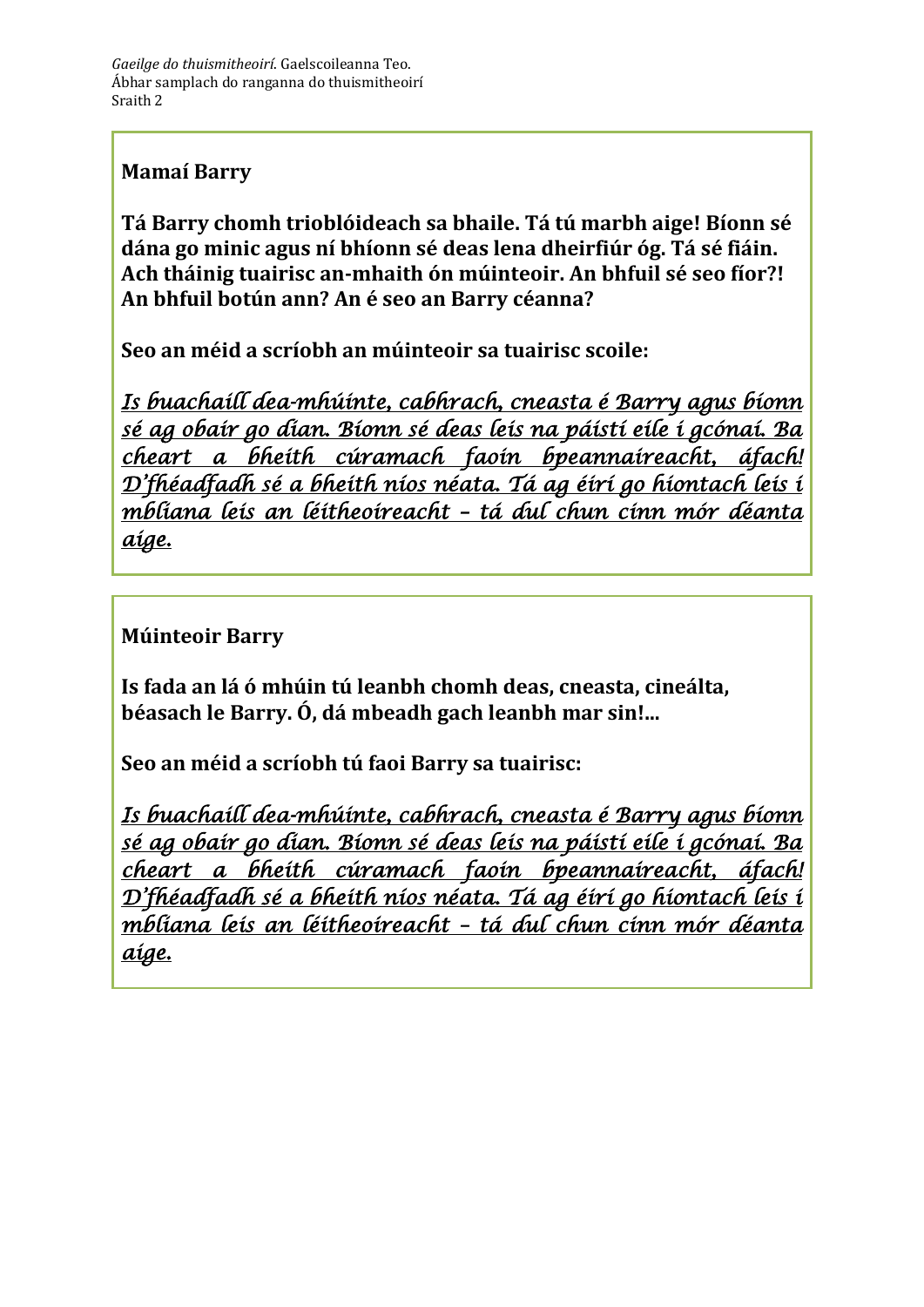**Mamaí Barry**

**Tá Barry chomh trioblóideach sa bhaile. Tá tú marbh aige! Bíonn sé dána go minic agus ní bhíonn sé deas lena dheirfiúr óg. Tá sé fiáin. Ach tháinig tuairisc an-mhaith ón múinteoir. An bhfuil sé seo fíor?! An bhfuil botún ann? An é seo an Barry céanna?**

**Seo an méid a scríobh an múinteoir sa tuairisc scoile:**

***Is buachaill dea-mhúinte, cabhrach, cneasta é Barry agus bíonn sé ag obair go dian. Bíonn sé deas leis na páistí eile i gcónaí. Ba cheart a bheith cúramach faoin bpeannaireacht, áfach! D'fhéadfadh sé a bheith níos néata. Tá ag éirí go hiontach leis i mbliana leis an léitheoireacht – tá dul chun cinn mór déanta aige.***

**Múinteoir Barry**

**Is fada an lá ó mhúin tú leanbh chomh deas, cneasta, cineálta, béasach le Barry. Ó, dá mbeadh gach leanbh mar sin!...**

**Seo an méid a scríobh tú faoi Barry sa tuairisc:**

***Is buachaill dea-mhúinte, cabhrach, cneasta é Barry agus bíonn sé ag obair go dian. Bíonn sé deas leis na páistí eile i gcónaí. Ba cheart a bheith cúramach faoin bpeannaireacht, áfach! D'fhéadfadh sé a bheith níos néata. Tá ag éirí go hiontach leis i mbliana leis an léitheoireacht – tá dul chun cinn mór déanta aige.***